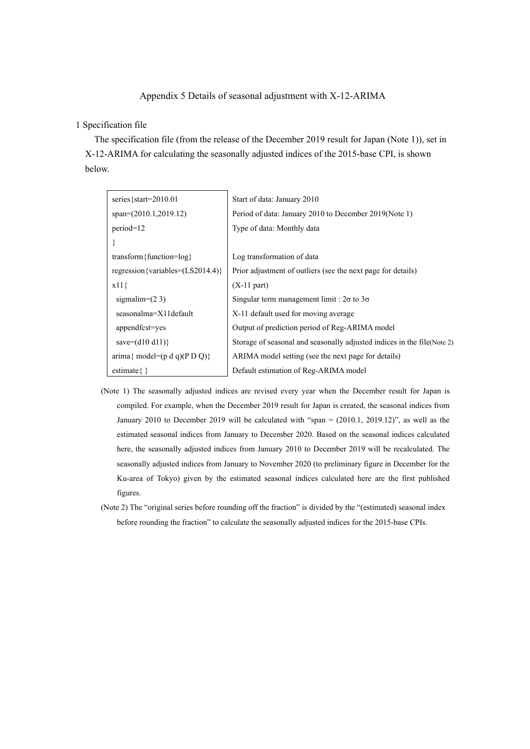# Appendix 5 Details of seasonal adjustment with X-12-ARIMA

## 1 Specification file

The specification file (from the release of the December 2019 result for Japan (Note 1)), set in X-12-ARIMA for calculating the seasonally adjusted indices of the 2015-base CPI, is shown below.

| Specification | Description |
|---|---|
| series{start=2010.01 | Start of data: January 2010 |
| span=(2010.1,2019.12) | Period of data: January 2010 to December 2019(Note 1) |
| period=12 | Type of data: Monthly data |
| } | |
| transform{function=log} | Log transformation of data |
| regression{variables=(LS2014.4)} | Prior adjustment of outliers (see the next page for details) |
| x11{ | (X-11 part) |
| sigmalim=(2 3) | Singular term management limit : 2σ to 3σ |
| seasonalma=X11default | X-11 default used for moving average |
| appendfcst=yes | Output of prediction period of Reg-ARIMA model |
| save=(d10 d11)} | Storage of seasonal and seasonally adjusted indices in the file(Note 2) |
| arima{ model=(p d q)(P D Q)} | ARIMA model setting (see the next page for details) |
| estimate{ } | Default estimation of Reg-ARIMA model |

(Note 1) The seasonally adjusted indices are revised every year when the December result for Japan is compiled. For example, when the December 2019 result for Japan is created, the seasonal indices from January 2010 to December 2019 will be calculated with "span = (2010.1, 2019.12)", as well as the estimated seasonal indices from January to December 2020. Based on the seasonal indices calculated here, the seasonally adjusted indices from January 2010 to December 2019 will be recalculated. The seasonally adjusted indices from January to November 2020 (to preliminary figure in December for the Ku-area of Tokyo) given by the estimated seasonal indices calculated here are the first published figures.

(Note 2) The "original series before rounding off the fraction" is divided by the "(estimated) seasonal index before rounding the fraction" to calculate the seasonally adjusted indices for the 2015-base CPIs.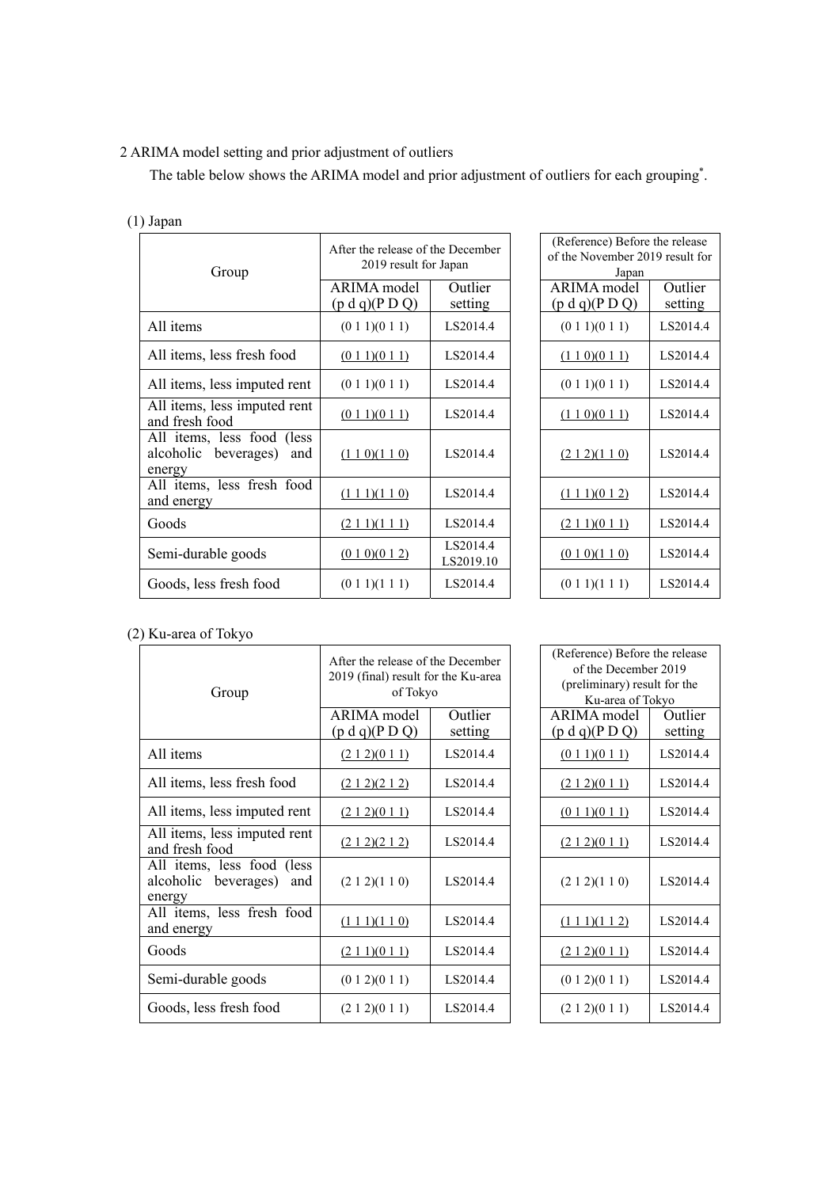2 ARIMA model setting and prior adjustment of outliers

The table below shows the ARIMA model and prior adjustment of outliers for each grouping*.

(1) Japan

| Group | After the release of the December 2019 result for Japan | | (Reference) Before the release of the November 2019 result for Japan | |
|---|---|---|---|---|
| | ARIMA model (p d q)(P D Q) | Outlier setting | ARIMA model (p d q)(P D Q) | Outlier setting |
| All items | (0 1 1)(0 1 1) | LS2014.4 | (0 1 1)(0 1 1) | LS2014.4 |
| All items, less fresh food | (0 1 1)(0 1 1) | LS2014.4 | (1 1 0)(0 1 1) | LS2014.4 |
| All items, less imputed rent | (0 1 1)(0 1 1) | LS2014.4 | (0 1 1)(0 1 1) | LS2014.4 |
| All items, less imputed rent and fresh food | (0 1 1)(0 1 1) | LS2014.4 | (1 1 0)(0 1 1) | LS2014.4 |
| All items, less food (less alcoholic beverages) and energy | (1 1 0)(1 1 0) | LS2014.4 | (2 1 2)(1 1 0) | LS2014.4 |
| All items, less fresh food and energy | (1 1 1)(1 1 0) | LS2014.4 | (1 1 1)(0 1 2) | LS2014.4 |
| Goods | (2 1 1)(1 1 1) | LS2014.4 | (2 1 1)(0 1 1) | LS2014.4 |
| Semi-durable goods | (0 1 0)(0 1 2) | LS2014.4 LS2019.10 | (0 1 0)(1 1 0) | LS2014.4 |
| Goods, less fresh food | (0 1 1)(1 1 1) | LS2014.4 | (0 1 1)(1 1 1) | LS2014.4 |

(2) Ku-area of Tokyo

| Group | After the release of the December 2019 (final) result for the Ku-area of Tokyo | | (Reference) Before the release of the December 2019 (preliminary) result for the Ku-area of Tokyo | |
|---|---|---|---|---|
| | ARIMA model (p d q)(P D Q) | Outlier setting | ARIMA model (p d q)(P D Q) | Outlier setting |
| All items | (2 1 2)(0 1 1) | LS2014.4 | (0 1 1)(0 1 1) | LS2014.4 |
| All items, less fresh food | (2 1 2)(2 1 2) | LS2014.4 | (2 1 2)(0 1 1) | LS2014.4 |
| All items, less imputed rent | (2 1 2)(0 1 1) | LS2014.4 | (0 1 1)(0 1 1) | LS2014.4 |
| All items, less imputed rent and fresh food | (2 1 2)(2 1 2) | LS2014.4 | (2 1 2)(0 1 1) | LS2014.4 |
| All items, less food (less alcoholic beverages) and energy | (2 1 2)(1 1 0) | LS2014.4 | (2 1 2)(1 1 0) | LS2014.4 |
| All items, less fresh food and energy | (1 1 1)(1 1 0) | LS2014.4 | (1 1 1)(1 1 2) | LS2014.4 |
| Goods | (2 1 1)(0 1 1) | LS2014.4 | (2 1 2)(0 1 1) | LS2014.4 |
| Semi-durable goods | (0 1 2)(0 1 1) | LS2014.4 | (0 1 2)(0 1 1) | LS2014.4 |
| Goods, less fresh food | (2 1 2)(0 1 1) | LS2014.4 | (2 1 2)(0 1 1) | LS2014.4 |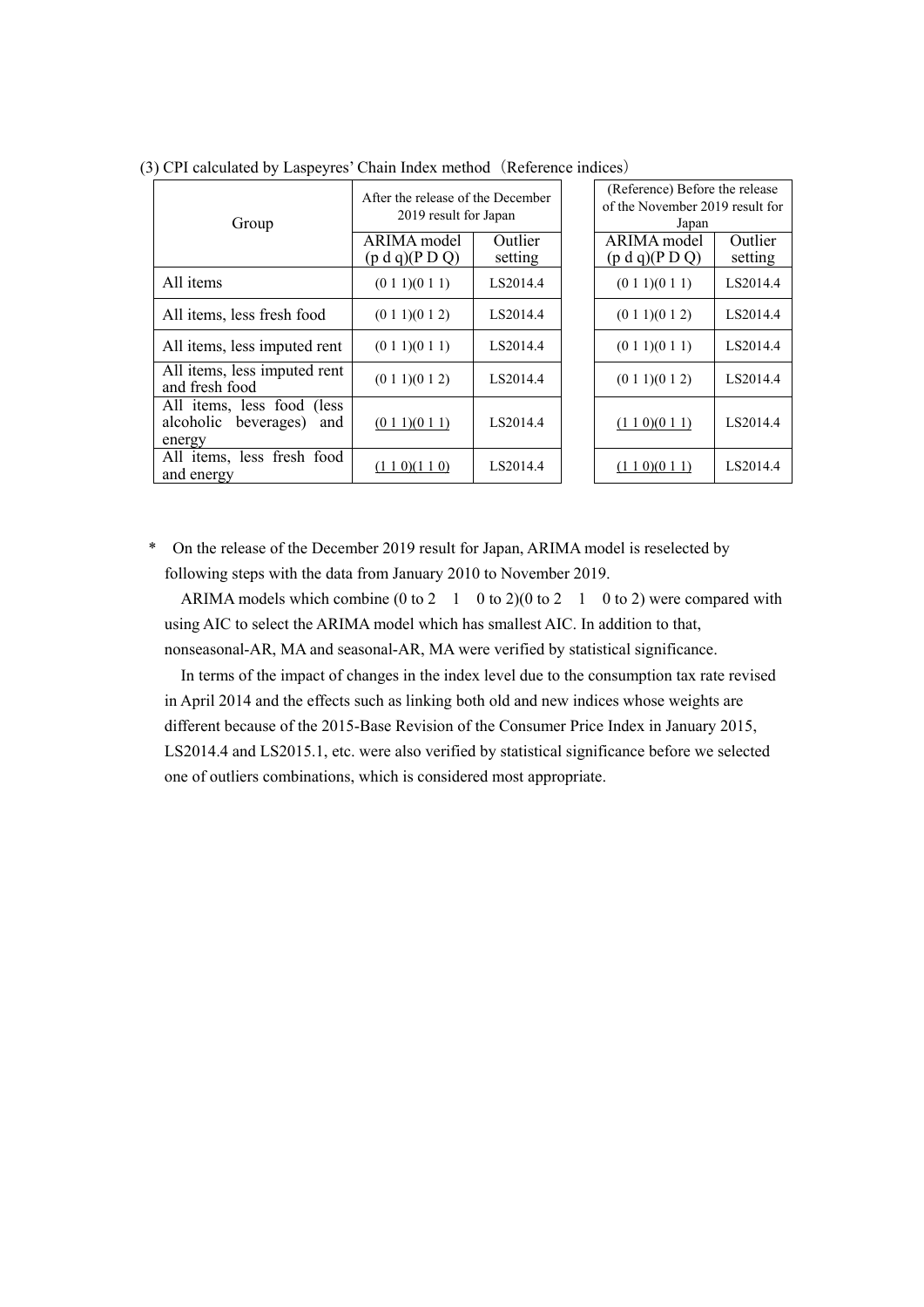(3) CPI calculated by Laspeyres' Chain Index method（Reference indices）

| Group | After the release of the December 2019 result for Japan | | (Reference) Before the release of the November 2019 result for Japan | |
|---|---|---|---|---|
| | ARIMA model (p d q)(P D Q) | Outlier setting | ARIMA model (p d q)(P D Q) | Outlier setting |
| All items | (0 1 1)(0 1 1) | LS2014.4 | (0 1 1)(0 1 1) | LS2014.4 |
| All items, less fresh food | (0 1 1)(0 1 2) | LS2014.4 | (0 1 1)(0 1 2) | LS2014.4 |
| All items, less imputed rent | (0 1 1)(0 1 1) | LS2014.4 | (0 1 1)(0 1 1) | LS2014.4 |
| All items, less imputed rent and fresh food | (0 1 1)(0 1 2) | LS2014.4 | (0 1 1)(0 1 2) | LS2014.4 |
| All items, less food (less alcoholic beverages) and energy | <u>(0 1 1)(0 1 1)</u> | LS2014.4 | <u>(1 1 0)(0 1 1)</u> | LS2014.4 |
| All items, less fresh food and energy | <u>(1 1 0)(1 1 0)</u> | LS2014.4 | <u>(1 1 0)(0 1 1)</u> | LS2014.4 |

\* On the release of the December 2019 result for Japan, ARIMA model is reselected by following steps with the data from January 2010 to November 2019.

ARIMA models which combine (0 to 2　1　0 to 2)(0 to 2　1　0 to 2) were compared with using AIC to select the ARIMA model which has smallest AIC. In addition to that, nonseasonal-AR, MA and seasonal-AR, MA were verified by statistical significance.

In terms of the impact of changes in the index level due to the consumption tax rate revised in April 2014 and the effects such as linking both old and new indices whose weights are different because of the 2015-Base Revision of the Consumer Price Index in January 2015, LS2014.4 and LS2015.1, etc. were also verified by statistical significance before we selected one of outliers combinations, which is considered most appropriate.